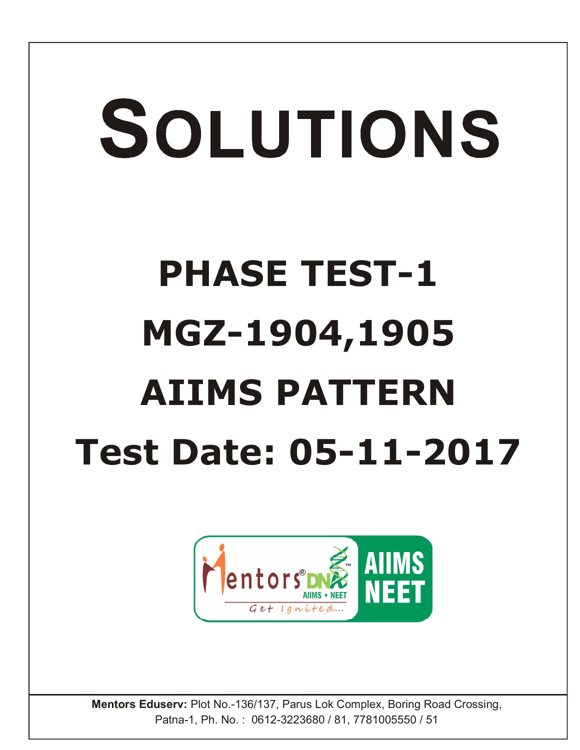# SOLUTIONS

## PHASE TEST-1

## MGZ-1904,1905

## AIIMS PATTERN

## Test Date: 05-11-2017

**Mentors Eduserv:** Plot No.-136/137, Parus Lok Complex, Boring Road Crossing, Patna-1, Ph. No. : 0612-3223680 / 81, 7781005550 / 51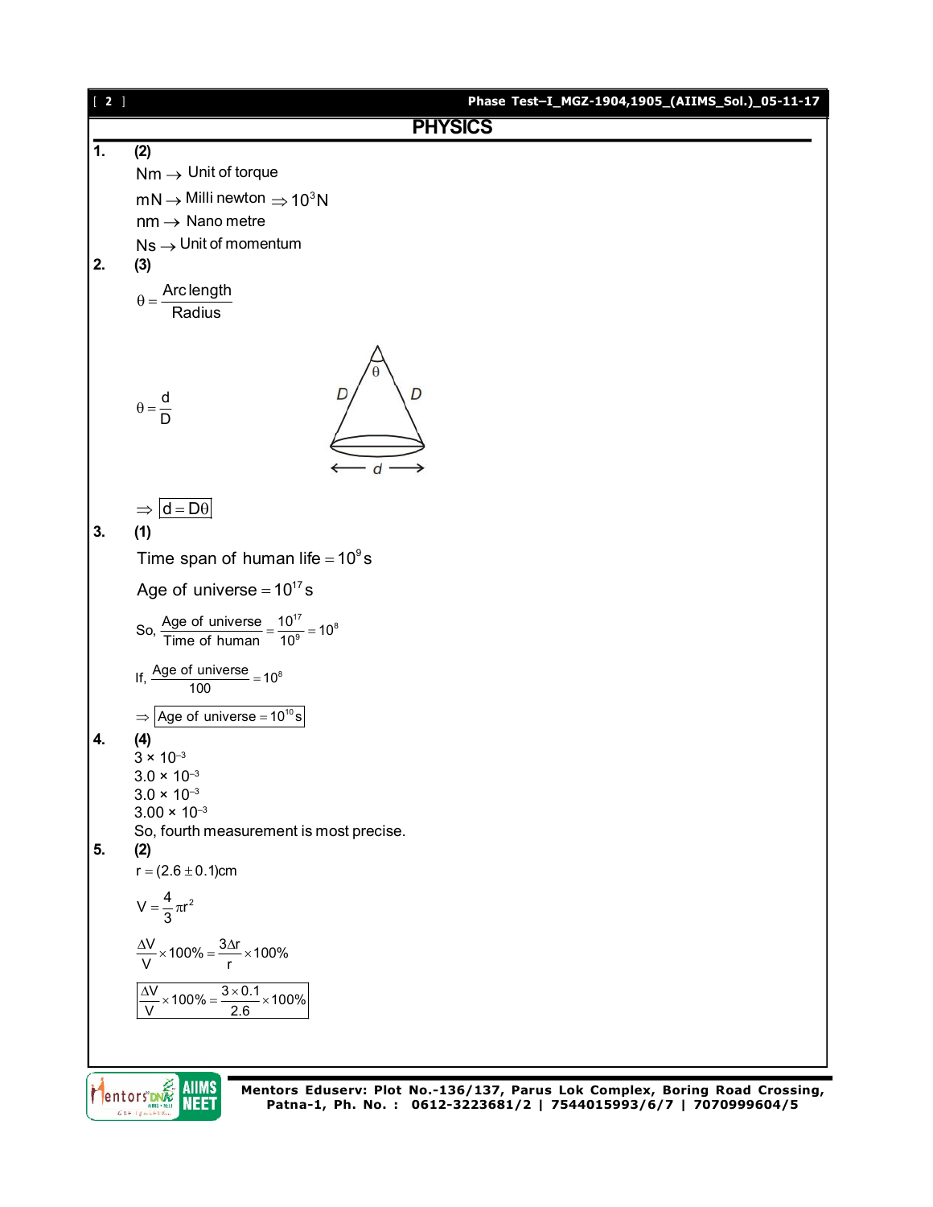## PHYSICS

**1.** **(2)**

$Nm \rightarrow$ Unit of torque

$mN \rightarrow$ Milli newton $\Rightarrow 10^{3}N$

$nm \rightarrow$ Nano metre

$Ns \rightarrow$ Unit of momentum

**2.** **(3)**

$$\theta = \frac{\text{Arc length}}{\text{Radius}}$$

$$\theta = \frac{d}{D}$$

$$\Rightarrow \boxed{d = D\theta}$$

**3.** **(1)**

Time span of human life $= 10^{9}$ s

Age of universe $= 10^{17}$ s

So, $\frac{\text{Age of universe}}{\text{Time of human}} = \frac{10^{17}}{10^{9}} = 10^{8}$

If, $\frac{\text{Age of universe}}{100} = 10^{8}$

$\Rightarrow \boxed{\text{Age of universe} = 10^{10}\text{s}}$

**4.** **(4)**

$3 \times 10^{-3}$

$3.0 \times 10^{-3}$

$3.0 \times 10^{-3}$

$3.00 \times 10^{-3}$

So, fourth measurement is most precise.

**5.** **(2)**

$r = (2.6 \pm 0.1)$cm

$$V = \frac{4}{3}\pi r^{2}$$

$$\frac{\Delta V}{V} \times 100\% = \frac{3\Delta r}{r} \times 100\%$$

$$\boxed{\frac{\Delta V}{V} \times 100\% = \frac{3 \times 0.1}{2.6} \times 100\%}$$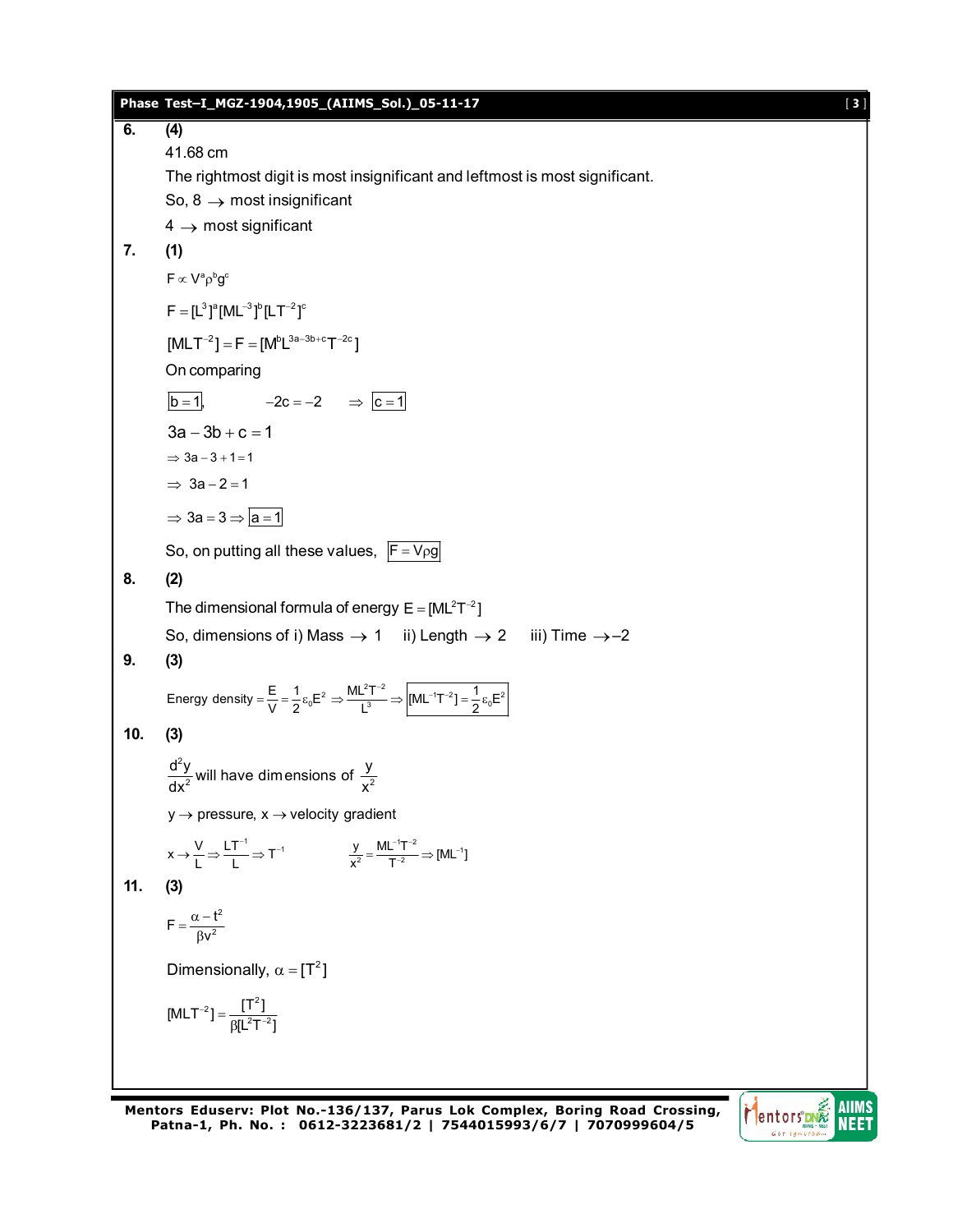**6.** **(4)**

41.68 cm

The rightmost digit is most insignificant and leftmost is most significant.

So, 8 $\rightarrow$ most insignificant

4 $\rightarrow$ most significant

**7.** **(1)**

$F \propto V^a \rho^b g^c$

$F = [L^3]^a [ML^{-3}]^b [LT^{-2}]^c$

$[MLT^{-2}] = F = [M^b L^{3a-3b+c} T^{-2c}]$

On comparing

$\boxed{b=1}$, $\quad -2c = -2 \quad \Rightarrow \boxed{c=1}$

$3a - 3b + c = 1$

$\Rightarrow 3a - 3 + 1 = 1$

$\Rightarrow 3a - 2 = 1$

$\Rightarrow 3a = 3 \Rightarrow \boxed{a=1}$

So, on putting all these values, $\boxed{F = V\rho g}$

**8.** **(2)**

The dimensional formula of energy $E = [ML^2T^{-2}]$

So, dimensions of i) Mass $\rightarrow$ 1 ii) Length $\rightarrow$ 2 iii) Time $\rightarrow$ –2

**9.** **(3)**

Energy density $= \dfrac{E}{V} = \dfrac{1}{2}\varepsilon_0 E^2 \Rightarrow \dfrac{ML^2T^{-2}}{L^3} \Rightarrow \boxed{[ML^{-1}T^{-2}] = \dfrac{1}{2}\varepsilon_0 E^2}$

**10.** **(3)**

$\dfrac{d^2y}{dx^2}$ will have dimensions of $\dfrac{y}{x^2}$

$y \rightarrow$ pressure, $x \rightarrow$ velocity gradient

$x \rightarrow \dfrac{V}{L} \Rightarrow \dfrac{LT^{-1}}{L} \Rightarrow T^{-1}$ $\qquad \dfrac{y}{x^2} = \dfrac{ML^{-1}T^{-2}}{T^{-2}} \Rightarrow [ML^{-1}]$

**11.** **(3)**

$F = \dfrac{\alpha - t^2}{\beta v^2}$

Dimensionally, $\alpha = [T^2]$

$[MLT^{-2}] = \dfrac{[T^2]}{\beta[L^2T^{-2}]}$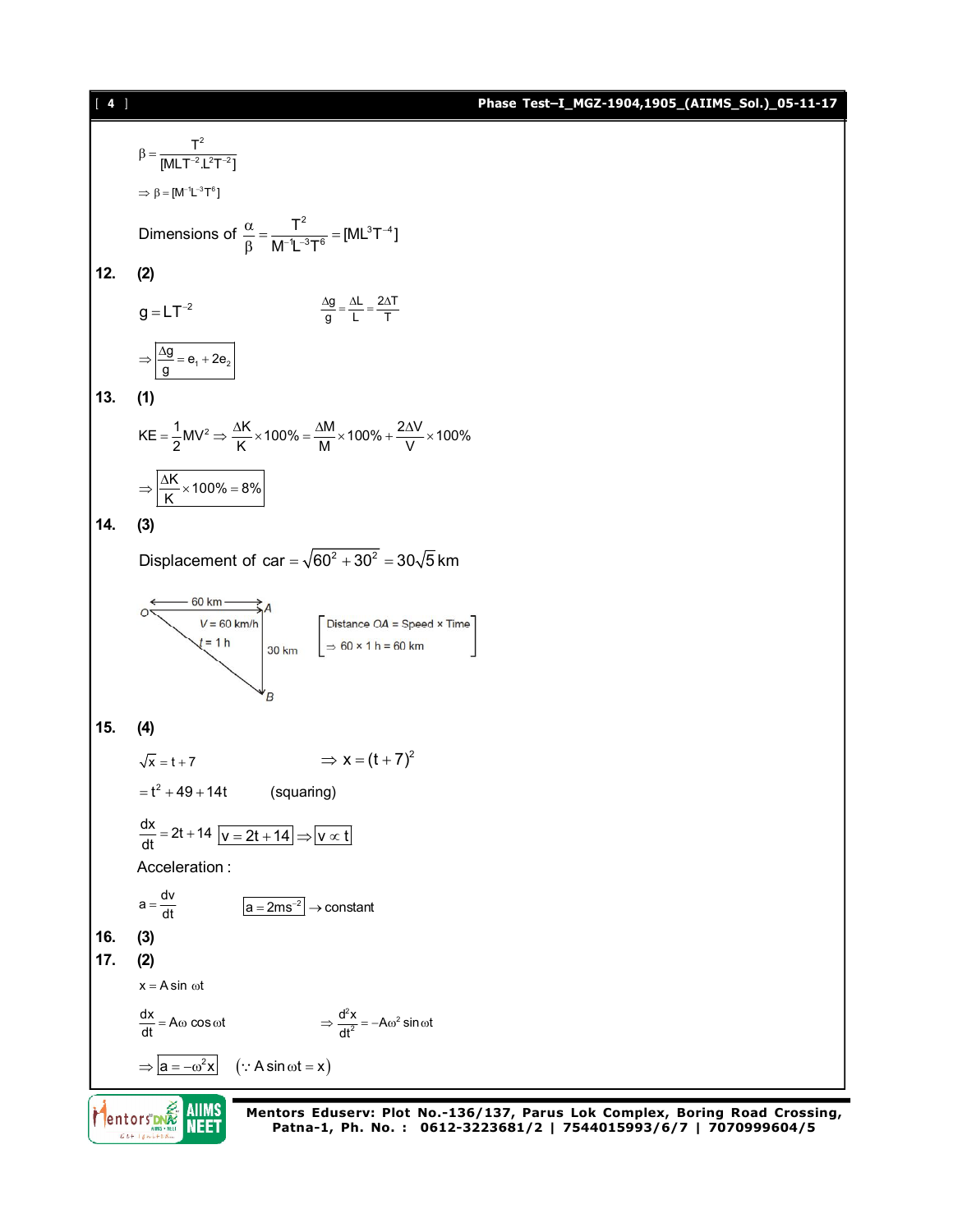$$\beta = \frac{T^2}{[MLT^{-2}.L^2T^{-2}]}$$

$$\Rightarrow \beta = [M^{-1}L^{-3}T^6]$$

Dimensions of $\dfrac{\alpha}{\beta} = \dfrac{T^2}{M^{-1}L^{-3}T^6} = [ML^3T^{-4}]$

**12. (2)**

$g = LT^{-2}$ $\qquad\qquad \dfrac{\Delta g}{g} = \dfrac{\Delta L}{L} = \dfrac{2\Delta T}{T}$

$$\Rightarrow \boxed{\frac{\Delta g}{g} = e_1 + 2e_2}$$

**13. (1)**

$$KE = \frac{1}{2}MV^2 \Rightarrow \frac{\Delta K}{K} \times 100\% = \frac{\Delta M}{M} \times 100\% + \frac{2\Delta V}{V} \times 100\%$$

$$\Rightarrow \boxed{\frac{\Delta K}{K} \times 100\% = 8\%}$$

**14. (3)**

Displacement of car $= \sqrt{60^2 + 30^2} = 30\sqrt{5}$ km

O ← 60 km → A; $V = 60$ km/h, $t = 1$ h; AB = 30 km; B

[Distance $OA$ = Speed × Time
$\Rightarrow 60 \times 1$ h = 60 km]

**15. (4)**

$\sqrt{x} = t + 7$ $\qquad\qquad \Rightarrow x = (t+7)^2$

$= t^2 + 49 + 14t$ $\qquad$ (squaring)

$\dfrac{dx}{dt} = 2t + 14$ $\quad \boxed{v = 2t + 14} \Rightarrow \boxed{v \propto t}$

Acceleration :

$a = \dfrac{dv}{dt}$ $\qquad \boxed{a = 2ms^{-2}} \rightarrow$ constant

**16. (3)**

**17. (2)**

$x = A\sin\omega t$

$\dfrac{dx}{dt} = A\omega\cos\omega t$ $\qquad\qquad \Rightarrow \dfrac{d^2x}{dt^2} = -A\omega^2\sin\omega t$

$\Rightarrow \boxed{a = -\omega^2 x}$ $\quad (\because A\sin\omega t = x)$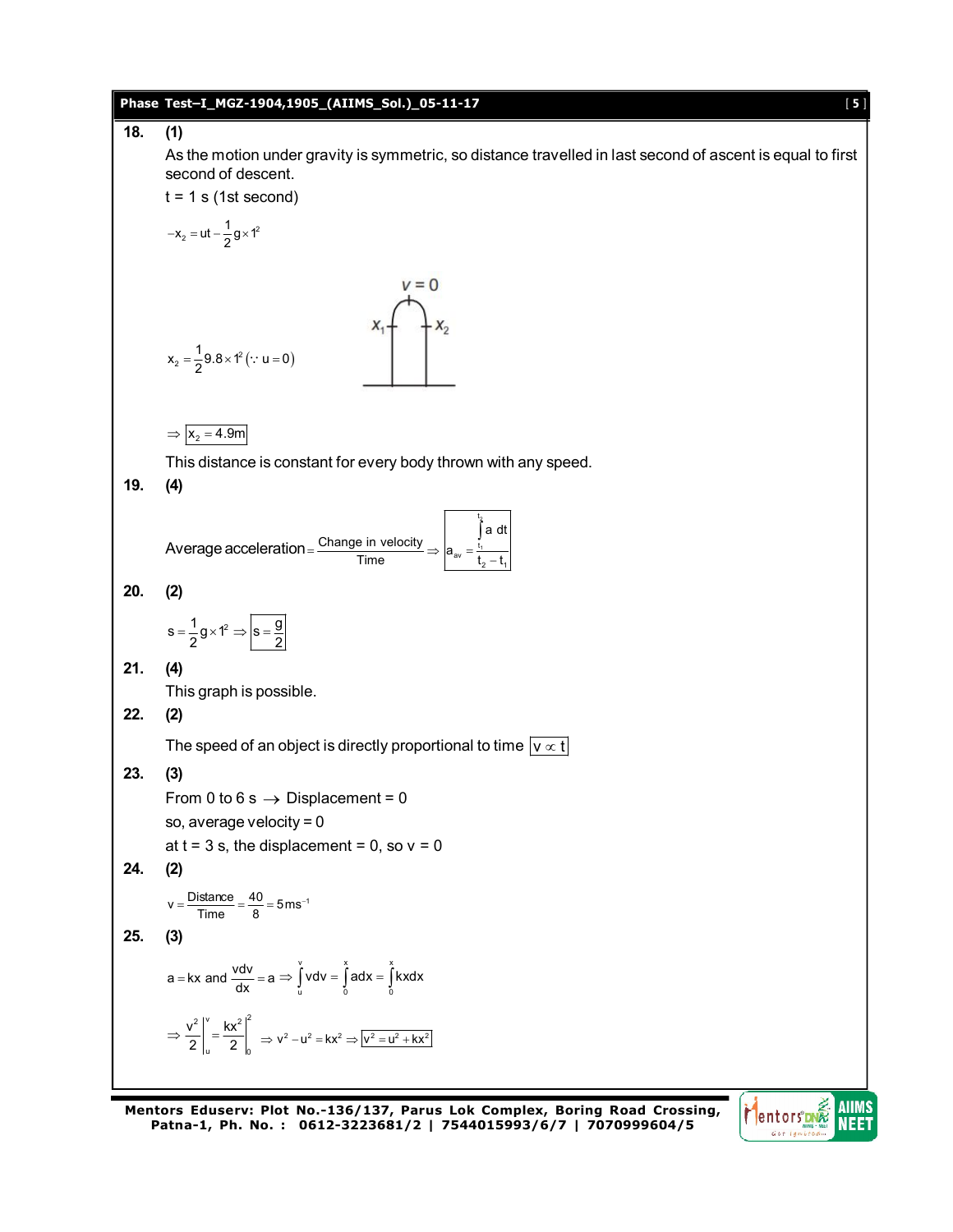**18. (1)**

As the motion under gravity is symmetric, so distance travelled in last second of ascent is equal to first second of descent.

t = 1 s (1st second)

$$-x_2 = ut - \frac{1}{2}g \times 1^2$$

$$x_2 = \frac{1}{2}9.8 \times 1^2 \ (\because u = 0)$$

$$\Rightarrow \boxed{x_2 = 4.9\text{m}}$$

This distance is constant for every body thrown with any speed.

**19. (4)**

$$\text{Average acceleration} = \frac{\text{Change in velocity}}{\text{Time}} \Rightarrow \boxed{a_{av} = \frac{\int_{t_1}^{t_2} a\, dt}{t_2 - t_1}}$$

**20. (2)**

$$s = \frac{1}{2}g \times 1^2 \Rightarrow \boxed{s = \frac{g}{2}}$$

**21. (4)**

This graph is possible.

**22. (2)**

The speed of an object is directly proportional to time $\boxed{v \propto t}$

**23. (3)**

From 0 to 6 s $\rightarrow$ Displacement = 0

so, average velocity = 0

at t = 3 s, the displacement = 0, so v = 0

**24. (2)**

$$v = \frac{\text{Distance}}{\text{Time}} = \frac{40}{8} = 5\text{ms}^{-1}$$

**25. (3)**

$$a = kx \text{ and } \frac{vdv}{dx} = a \Rightarrow \int_u^v vdv = \int_0^x adx = \int_0^x kxdx$$

$$\Rightarrow \frac{v^2}{2}\Big|_u^v = \frac{kx^2}{2}\Big|_0^2 \Rightarrow v^2 - u^2 = kx^2 \Rightarrow \boxed{v^2 = u^2 + kx^2}$$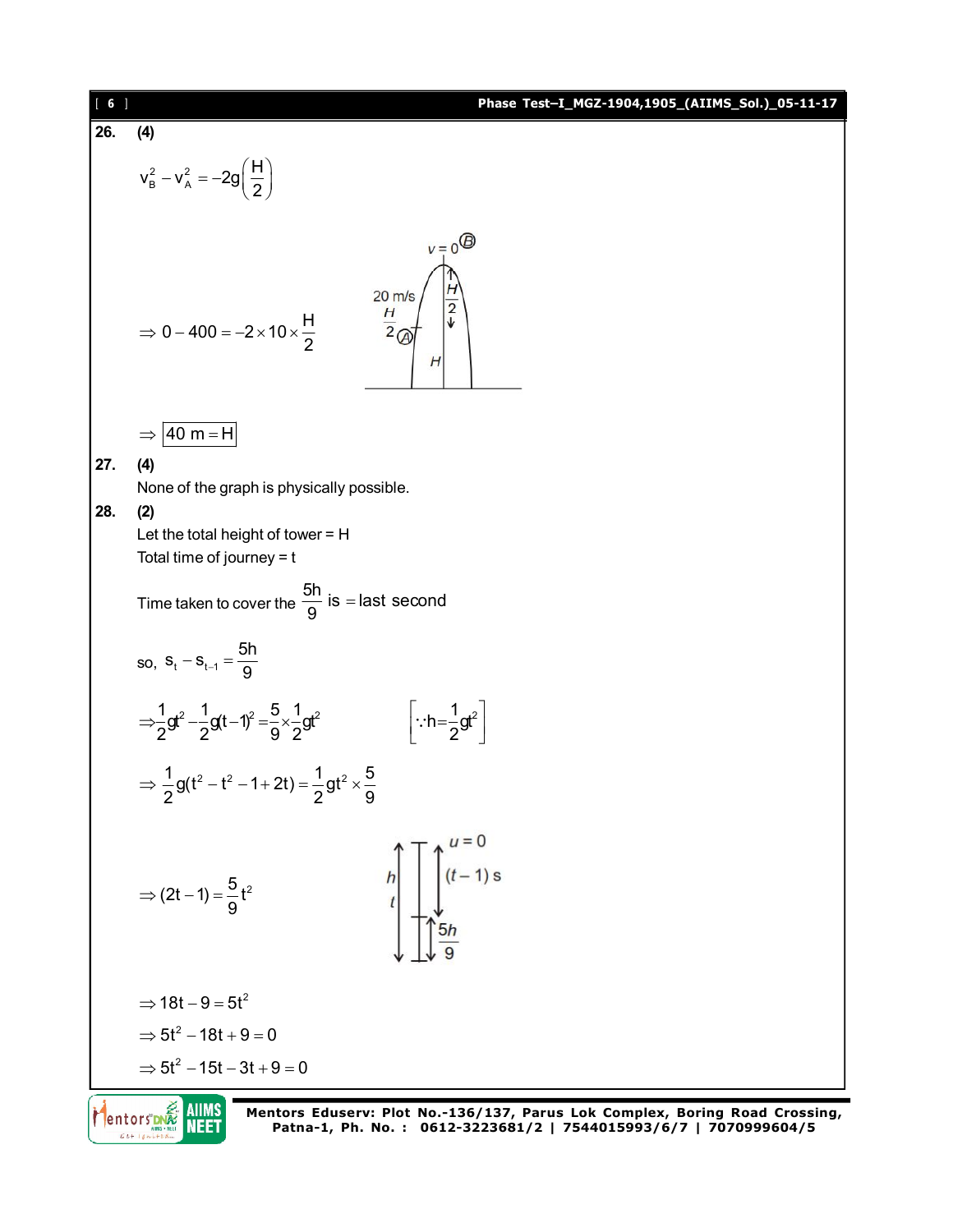**26.** **(4)**

$$v_B^2 - v_A^2 = -2g\left(\frac{H}{2}\right)$$

$$\Rightarrow 0 - 400 = -2 \times 10 \times \frac{H}{2}$$

$$\Rightarrow \boxed{40\text{ m} = H}$$

**27.** **(4)**

None of the graph is physically possible.

**28.** **(2)**

Let the total height of tower = H

Total time of journey = t

Time taken to cover the $\frac{5h}{9}$ is = last second

so, $s_t - s_{t-1} = \frac{5h}{9}$

$$\Rightarrow \frac{1}{2}gt^2 - \frac{1}{2}g(t-1)^2 = \frac{5}{9} \times \frac{1}{2}gt^2 \qquad \left[\because h = \frac{1}{2}gt^2\right]$$

$$\Rightarrow \frac{1}{2}g(t^2 - t^2 - 1 + 2t) = \frac{1}{2}gt^2 \times \frac{5}{9}$$

$$\Rightarrow (2t - 1) = \frac{5}{9}t^2$$

$$\Rightarrow 18t - 9 = 5t^2$$

$$\Rightarrow 5t^2 - 18t + 9 = 0$$

$$\Rightarrow 5t^2 - 15t - 3t + 9 = 0$$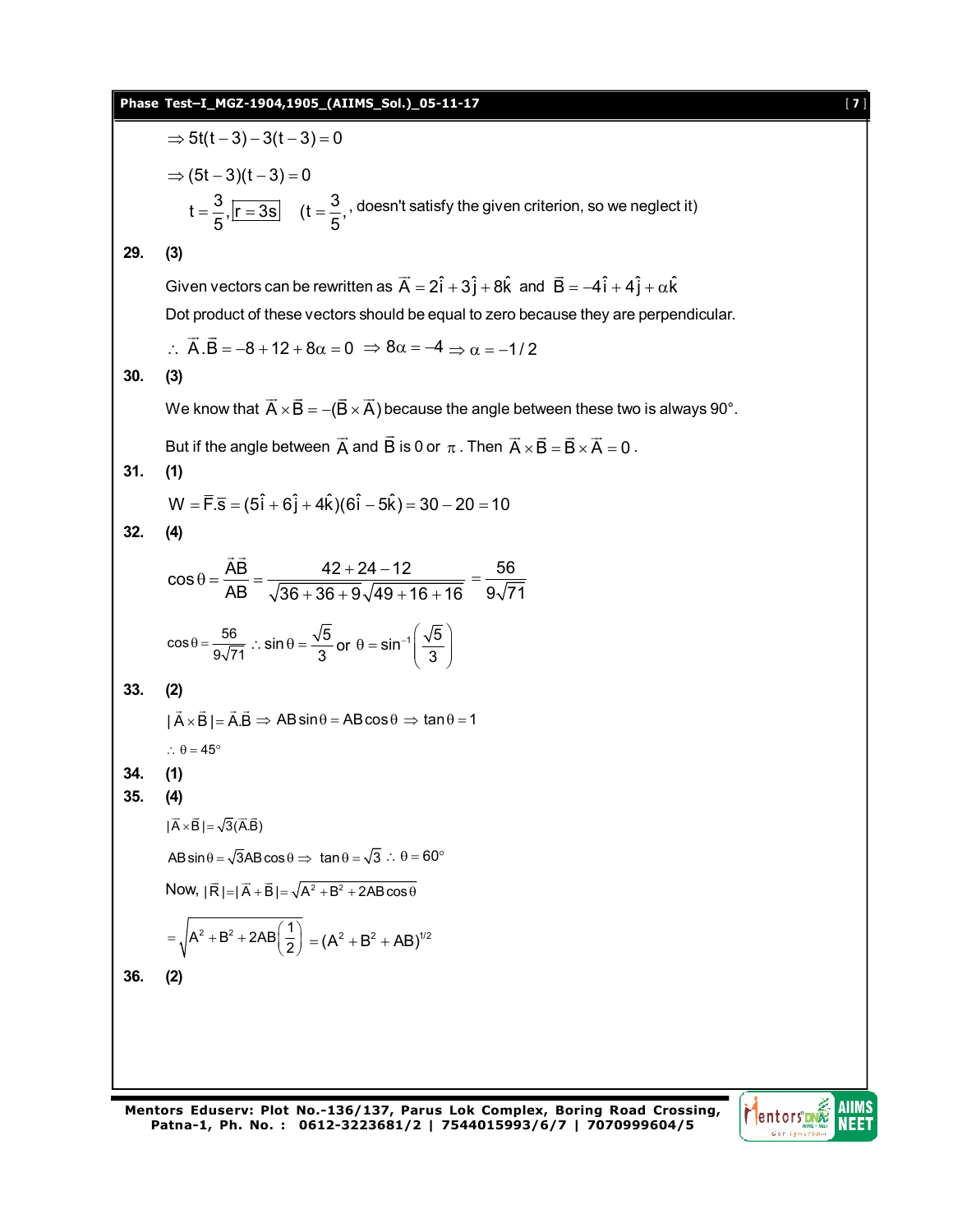$\Rightarrow 5t(t-3)-3(t-3)=0$

$\Rightarrow (5t-3)(t-3)=0$

$t=\frac{3}{5}, \boxed{r=3s}$ $\quad$ ($t=\frac{3}{5}$, , doesn't satisfy the given criterion, so we neglect it)

**29. (3)**

Given vectors can be rewritten as $\vec{A}=2\hat{i}+3\hat{j}+8\hat{k}$ and $\vec{B}=-4\hat{i}+4\hat{j}+\alpha\hat{k}$

Dot product of these vectors should be equal to zero because they are perpendicular.

$\therefore\ \vec{A}.\vec{B}=-8+12+8\alpha=0 \Rightarrow 8\alpha=-4 \Rightarrow \alpha=-1/2$

**30. (3)**

We know that $\vec{A}\times\vec{B}=-(\vec{B}\times\vec{A})$ because the angle between these two is always 90°.

But if the angle between $\vec{A}$ and $\vec{B}$ is 0 or $\pi$. Then $\vec{A}\times\vec{B}=\vec{B}\times\vec{A}=0$.

**31. (1)**

$W=\vec{F}.\vec{s}=(5\hat{i}+6\hat{j}+4\hat{k})(6\hat{i}-5\hat{k})=30-20=10$

**32. (4)**

$$\cos\theta=\frac{\vec{A}\vec{B}}{AB}=\frac{42+24-12}{\sqrt{36+36+9}\sqrt{49+16+16}}=\frac{56}{9\sqrt{71}}$$

$$\cos\theta=\frac{56}{9\sqrt{71}}\ \therefore \sin\theta=\frac{\sqrt{5}}{3}\text{ or } \theta=\sin^{-1}\left(\frac{\sqrt{5}}{3}\right)$$

**33. (2)**

$|\vec{A}\times\vec{B}|=\vec{A}.\vec{B} \Rightarrow AB\sin\theta=AB\cos\theta \Rightarrow \tan\theta=1$

$\therefore\ \theta=45°$

**34. (1)**

**35. (4)**

$|\vec{A}\times\vec{B}|=\sqrt{3}(\vec{A}.\vec{B})$

$AB\sin\theta=\sqrt{3}AB\cos\theta \Rightarrow \tan\theta=\sqrt{3}\ \therefore\ \theta=60°$

Now, $|\vec{R}|=|\vec{A}+\vec{B}|=\sqrt{A^2+B^2+2AB\cos\theta}$

$$=\sqrt{A^2+B^2+2AB\left(\frac{1}{2}\right)}=(A^2+B^2+AB)^{1/2}$$

**36. (2)**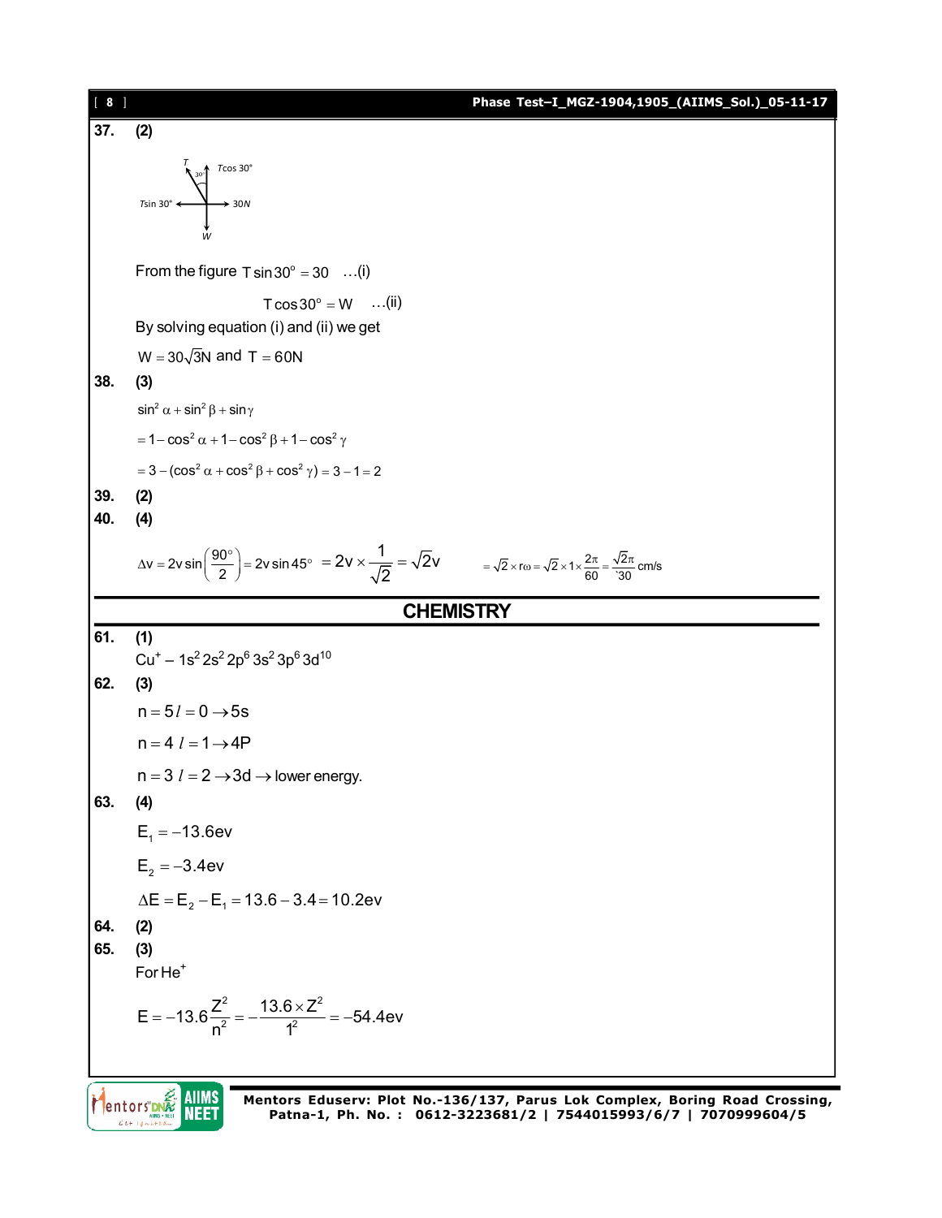**37.** **(2)**

From the figure $T\sin 30^\circ = 30 \quad \ldots(i)$

$$T\cos 30^\circ = W \quad \ldots(ii)$$

By solving equation (i) and (ii) we get

$W = 30\sqrt{3}N$ and $T = 60N$

**38.** **(3)**

$\sin^2\alpha + \sin^2\beta + \sin\gamma$

$= 1 - \cos^2\alpha + 1 - \cos^2\beta + 1 - \cos^2\gamma$

$= 3 - (\cos^2\alpha + \cos^2\beta + \cos^2\gamma) = 3 - 1 = 2$

**39.** **(2)**

**40.** **(4)**

$\Delta v = 2v\sin\left(\frac{90^\circ}{2}\right) = 2v\sin 45^\circ = 2v \times \frac{1}{\sqrt{2}} = \sqrt{2}v \qquad = \sqrt{2} \times r\omega = \sqrt{2} \times 1 \times \frac{2\pi}{60} = \frac{\sqrt{2}\pi}{30}$ cm/s

## CHEMISTRY

**61.** **(1)**

$Cu^+ - 1s^2 2s^2 2p^6 3s^2 3p^6 3d^{10}$

**62.** **(3)**

$n = 5\ l = 0 \rightarrow 5s$

$n = 4\ l = 1 \rightarrow 4P$

$n = 3\ l = 2 \rightarrow 3d \rightarrow$ lower energy.

**63.** **(4)**

$E_1 = -13.6ev$

$E_2 = -3.4ev$

$\Delta E = E_2 - E_1 = 13.6 - 3.4 = 10.2ev$

**64.** **(2)**

**65.** **(3)**

For $He^+$

$E = -13.6\frac{Z^2}{n^2} = -\frac{13.6 \times Z^2}{1^2} = -54.4ev$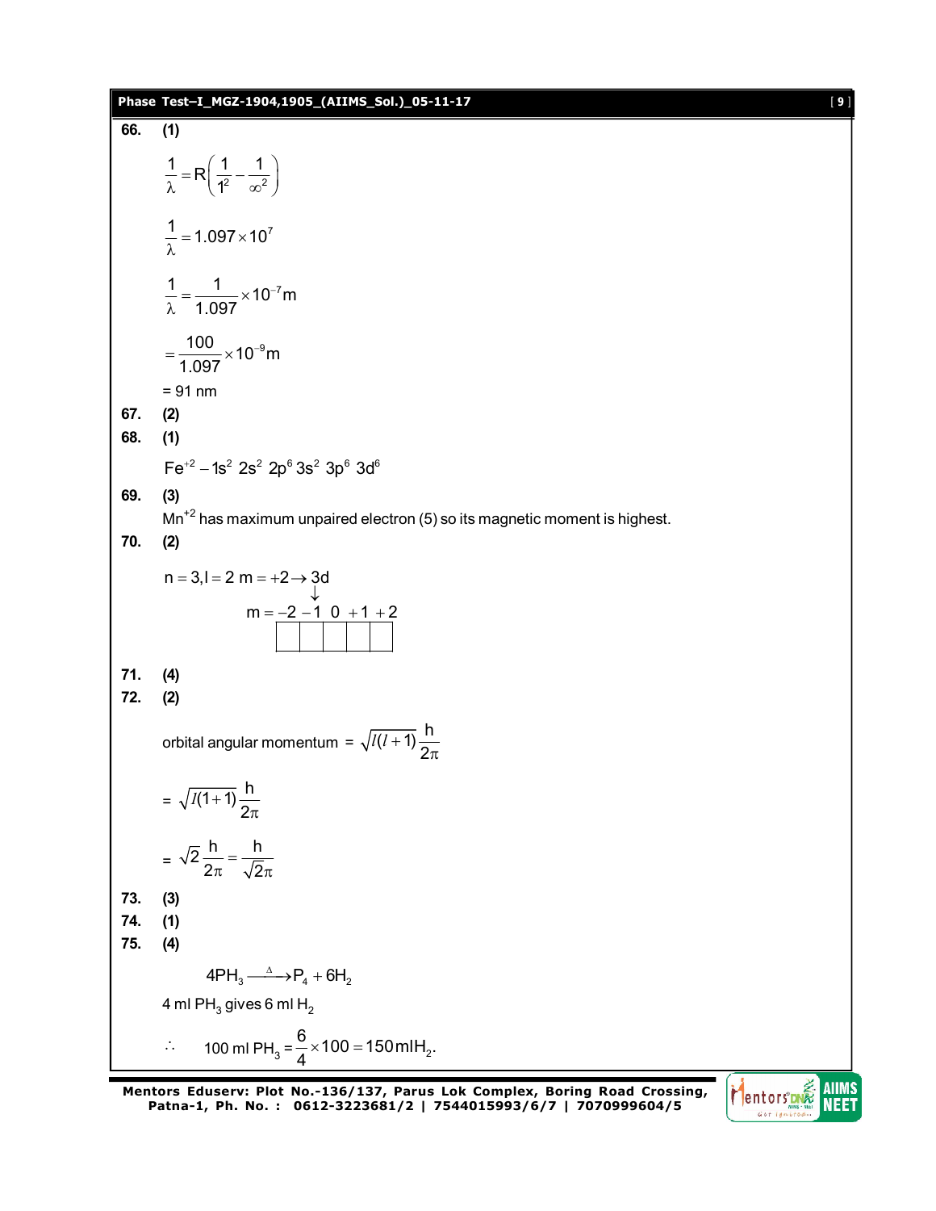**66.** **(1)**

$$\frac{1}{\lambda} = R\left(\frac{1}{1^2} - \frac{1}{\infty^2}\right)$$

$$\frac{1}{\lambda} = 1.097 \times 10^7$$

$$\frac{1}{\lambda} = \frac{1}{1.097} \times 10^{-7} m$$

$$= \frac{100}{1.097} \times 10^{-9} m$$

= 91 nm

**67.** **(2)**

**68.** **(1)**

$Fe^{+2} - 1s^2\ 2s^2\ 2p^6\ 3s^2\ 3p^6\ 3d^6$

**69.** **(3)**

$Mn^{+2}$ has maximum unpaired electron (5) so its magnetic moment is highest.

**70.** **(2)**

$$n = 3, l = 2\ m = +2 \rightarrow 3d$$

$$\downarrow$$

$$m = -2\ -1\ 0\ +1\ +2$$

| | | | | |
|---|---|---|---|---|
| | | | | |

**71.** **(4)**

**72.** **(2)**

orbital angular momentum $= \sqrt{l(l+1)}\frac{h}{2\pi}$

$= \sqrt{l(1+1)}\frac{h}{2\pi}$

$= \sqrt{2}\frac{h}{2\pi} = \frac{h}{\sqrt{2}\pi}$

**73.** **(3)**

**74.** **(1)**

**75.** **(4)**

$$4PH_3 \xrightarrow{\Delta} P_4 + 6H_2$$

4 ml $PH_3$ gives 6 ml $H_2$

$\therefore$ 100 ml $PH_3 = \frac{6}{4} \times 100 = 150\, mlH_2$.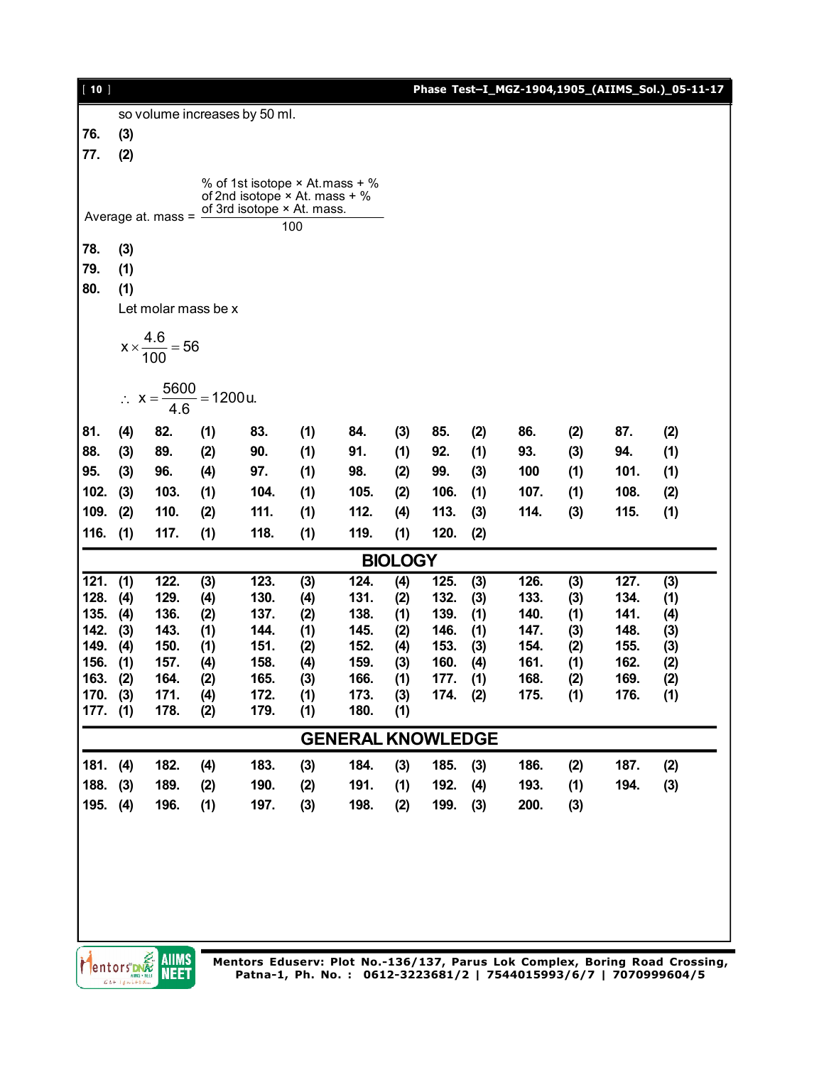so volume increases by 50 ml.

**76.** **(3)**

**77.** **(2)**

$$\text{Average at. mass} = \frac{\text{\% of 1st isotope} \times \text{At.mass} + \text{\% of 2nd isotope} \times \text{At. mass} + \text{\% of 3rd isotope} \times \text{At. mass.}}{100}$$

**78.** **(3)**

**79.** **(1)**

**80.** **(1)**

Let molar mass be x

$$x \times \frac{4.6}{100} = 56$$

$$\therefore\ x = \frac{5600}{4.6} = 1200\,u.$$

| | | | | | | | | | | | | | |
|---|---|---|---|---|---|---|---|---|---|---|---|---|---|
| **81.** | **(4)** | **82.** | **(1)** | **83.** | **(1)** | **84.** | **(3)** | **85.** | **(2)** | **86.** | **(2)** | **87.** | **(2)** |
| **88.** | **(3)** | **89.** | **(2)** | **90.** | **(1)** | **91.** | **(1)** | **92.** | **(1)** | **93.** | **(3)** | **94.** | **(1)** |
| **95.** | **(3)** | **96.** | **(4)** | **97.** | **(1)** | **98.** | **(2)** | **99.** | **(3)** | **100** | **(1)** | **101.** | **(1)** |
| **102.** | **(3)** | **103.** | **(1)** | **104.** | **(1)** | **105.** | **(2)** | **106.** | **(1)** | **107.** | **(1)** | **108.** | **(2)** |
| **109.** | **(2)** | **110.** | **(2)** | **111.** | **(1)** | **112.** | **(4)** | **113.** | **(3)** | **114.** | **(3)** | **115.** | **(1)** |
| **116.** | **(1)** | **117.** | **(1)** | **118.** | **(1)** | **119.** | **(1)** | **120.** | **(2)** | | | | |

## BIOLOGY

| | | | | | | | | | | | | | |
|---|---|---|---|---|---|---|---|---|---|---|---|---|---|
| **121.** | **(1)** | **122.** | **(3)** | **123.** | **(3)** | **124.** | **(4)** | **125.** | **(3)** | **126.** | **(3)** | **127.** | **(3)** |
| **128.** | **(4)** | **129.** | **(4)** | **130.** | **(4)** | **131.** | **(2)** | **132.** | **(3)** | **133.** | **(3)** | **134.** | **(1)** |
| **135.** | **(4)** | **136.** | **(2)** | **137.** | **(2)** | **138.** | **(1)** | **139.** | **(1)** | **140.** | **(1)** | **141.** | **(4)** |
| **142.** | **(3)** | **143.** | **(1)** | **144.** | **(1)** | **145.** | **(2)** | **146.** | **(1)** | **147.** | **(3)** | **148.** | **(3)** |
| **149.** | **(4)** | **150.** | **(1)** | **151.** | **(2)** | **152.** | **(4)** | **153.** | **(3)** | **154.** | **(2)** | **155.** | **(3)** |
| **156.** | **(1)** | **157.** | **(4)** | **158.** | **(4)** | **159.** | **(3)** | **160.** | **(4)** | **161.** | **(1)** | **162.** | **(2)** |
| **163.** | **(2)** | **164.** | **(2)** | **165.** | **(3)** | **166.** | **(1)** | **177.** | **(1)** | **168.** | **(2)** | **169.** | **(2)** |
| **170.** | **(3)** | **171.** | **(4)** | **172.** | **(1)** | **173.** | **(3)** | **174.** | **(2)** | **175.** | **(1)** | **176.** | **(1)** |
| **177.** | **(1)** | **178.** | **(2)** | **179.** | **(1)** | **180.** | **(1)** | | | | | | |

## GENERAL KNOWLEDGE

| | | | | | | | | | | | | | |
|---|---|---|---|---|---|---|---|---|---|---|---|---|---|
| **181.** | **(4)** | **182.** | **(4)** | **183.** | **(3)** | **184.** | **(3)** | **185.** | **(3)** | **186.** | **(2)** | **187.** | **(2)** |
| **188.** | **(3)** | **189.** | **(2)** | **190.** | **(2)** | **191.** | **(1)** | **192.** | **(4)** | **193.** | **(1)** | **194.** | **(3)** |
| **195.** | **(4)** | **196.** | **(1)** | **197.** | **(3)** | **198.** | **(2)** | **199.** | **(3)** | **200.** | **(3)** | | |